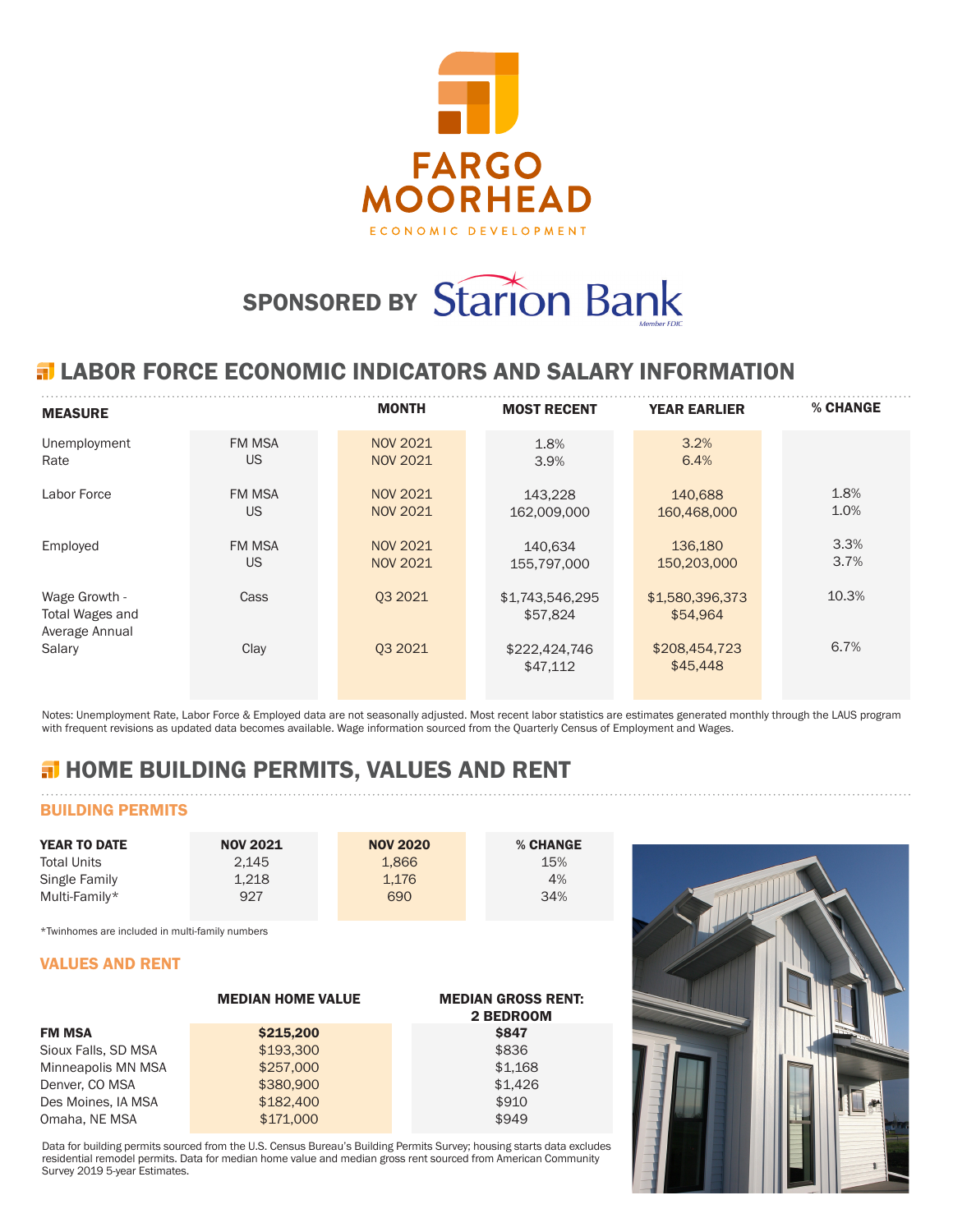# FARGO MOORHEAD

ECONOMIC DEVELOPMENT

**SPONSORED BY** Starion Bank

Member FDIC

## LABOR FORCE ECONOMIC INDICATORS AND SALARY INFORMATION

| MEASURE | | MONTH | MOST RECENT | YEAR EARLIER | % CHANGE |
|---|---|---|---|---|---|
| Unemployment Rate | FM MSA | NOV 2021 | 1.8% | 3.2% | |
| | US | NOV 2021 | 3.9% | 6.4% | |
| Labor Force | FM MSA | NOV 2021 | 143,228 | 140,688 | 1.8% |
| | US | NOV 2021 | 162,009,000 | 160,468,000 | 1.0% |
| Employed | FM MSA | NOV 2021 | 140,634 | 136,180 | 3.3% |
| | US | NOV 2021 | 155,797,000 | 150,203,000 | 3.7% |
| Wage Growth - Total Wages and Average Annual Salary | Cass | Q3 2021 | $1,743,546,295 | $1,580,396,373 | 10.3% |
| | | | $57,824 | $54,964 | |
| | Clay | Q3 2021 | $222,424,746 | $208,454,723 | 6.7% |
| | | | $47,112 | $45,448 | |

Notes: Unemployment Rate, Labor Force & Employed data are not seasonally adjusted. Most recent labor statistics are estimates generated monthly through the LAUS program with frequent revisions as updated data becomes available. Wage information sourced from the Quarterly Census of Employment and Wages.

## HOME BUILDING PERMITS, VALUES AND RENT

### BUILDING PERMITS

| YEAR TO DATE | NOV 2021 | NOV 2020 | % CHANGE |
|---|---|---|---|
| Total Units | 2,145 | 1,866 | 15% |
| Single Family | 1,218 | 1,176 | 4% |
| Multi-Family* | 927 | 690 | 34% |

*Twinhomes are included in multi-family numbers

### VALUES AND RENT

| | MEDIAN HOME VALUE | MEDIAN GROSS RENT: 2 BEDROOM |
|---|---|---|
| **FM MSA** | **$215,200** | **$847** |
| Sioux Falls, SD MSA | $193,300 | $836 |
| Minneapolis MN MSA | $257,000 | $1,168 |
| Denver, CO MSA | $380,900 | $1,426 |
| Des Moines, IA MSA | $182,400 | $910 |
| Omaha, NE MSA | $171,000 | $949 |

Data for building permits sourced from the U.S. Census Bureau's Building Permits Survey; housing starts data excludes residential remodel permits. Data for median home value and median gross rent sourced from American Community Survey 2019 5-year Estimates.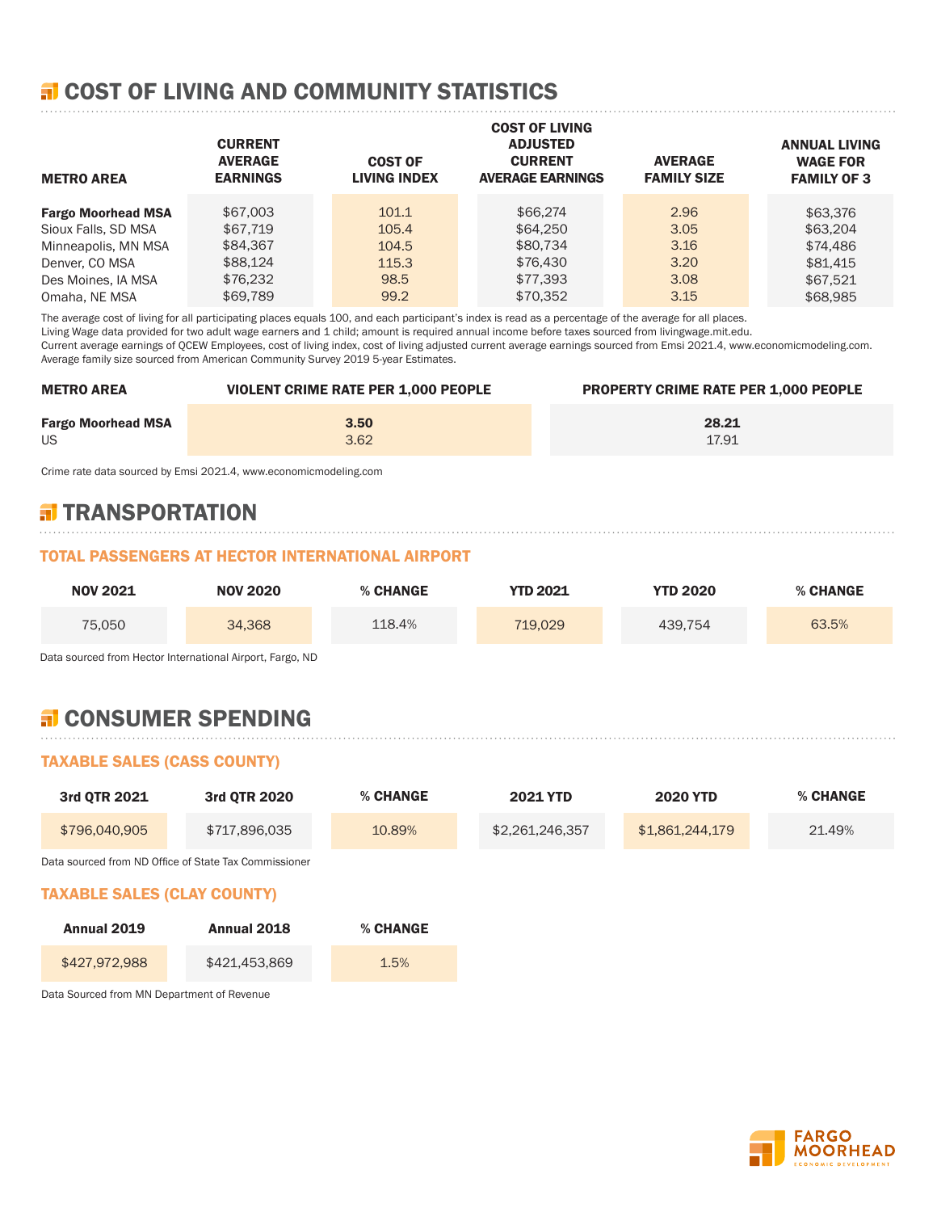## COST OF LIVING AND COMMUNITY STATISTICS

| METRO AREA | CURRENT AVERAGE EARNINGS | COST OF LIVING INDEX | COST OF LIVING ADJUSTED CURRENT AVERAGE EARNINGS | AVERAGE FAMILY SIZE | ANNUAL LIVING WAGE FOR FAMILY OF 3 |
|---|---|---|---|---|---|
| **Fargo Moorhead MSA** | $67,003 | 101.1 | $66,274 | 2.96 | $63,376 |
| Sioux Falls, SD MSA | $67,719 | 105.4 | $64,250 | 3.05 | $63,204 |
| Minneapolis, MN MSA | $84,367 | 104.5 | $80,734 | 3.16 | $74,486 |
| Denver, CO MSA | $88,124 | 115.3 | $76,430 | 3.20 | $81,415 |
| Des Moines, IA MSA | $76,232 | 98.5 | $77,393 | 3.08 | $67,521 |
| Omaha, NE MSA | $69,789 | 99.2 | $70,352 | 3.15 | $68,985 |

The average cost of living for all participating places equals 100, and each participant's index is read as a percentage of the average for all places.
Living Wage data provided for two adult wage earners and 1 child; amount is required annual income before taxes sourced from livingwage.mit.edu.
Current average earnings of QCEW Employees, cost of living index, cost of living adjusted current average earnings sourced from Emsi 2021.4, www.economicmodeling.com.
Average family size sourced from American Community Survey 2019 5-year Estimates.

| METRO AREA | VIOLENT CRIME RATE PER 1,000 PEOPLE | PROPERTY CRIME RATE PER 1,000 PEOPLE |
|---|---|---|
| **Fargo Moorhead MSA** | **3.50** | **28.21** |
| US | 3.62 | 17.91 |

Crime rate data sourced by Emsi 2021.4, www.economicmodeling.com

## TRANSPORTATION

### TOTAL PASSENGERS AT HECTOR INTERNATIONAL AIRPORT

| NOV 2021 | NOV 2020 | % CHANGE | YTD 2021 | YTD 2020 | % CHANGE |
|---|---|---|---|---|---|
| 75,050 | 34,368 | 118.4% | 719,029 | 439,754 | 63.5% |

Data sourced from Hector International Airport, Fargo, ND

## CONSUMER SPENDING

### TAXABLE SALES (CASS COUNTY)

| 3rd QTR 2021 | 3rd QTR 2020 | % CHANGE | 2021 YTD | 2020 YTD | % CHANGE |
|---|---|---|---|---|---|
| $796,040,905 | $717,896,035 | 10.89% | $2,261,246,357 | $1,861,244,179 | 21.49% |

Data sourced from ND Office of State Tax Commissioner

### TAXABLE SALES (CLAY COUNTY)

| Annual 2019 | Annual 2018 | % CHANGE |
|---|---|---|
| $427,972,988 | $421,453,869 | 1.5% |

Data Sourced from MN Department of Revenue